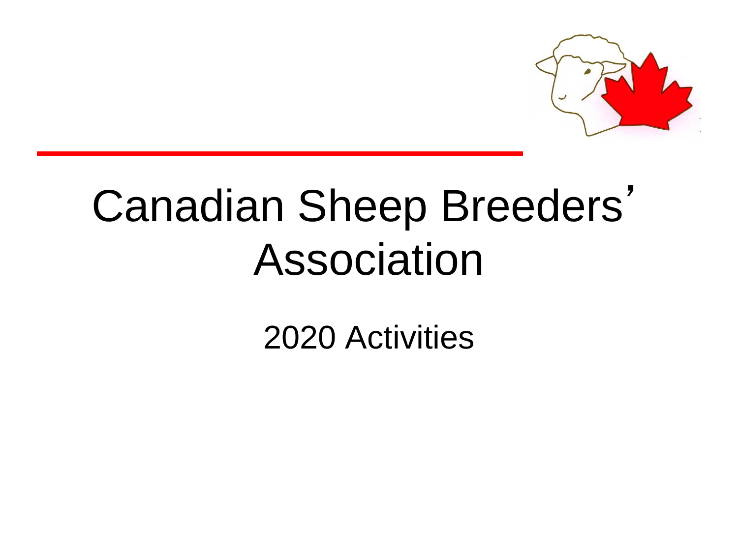# Canadian Sheep Breeders' Association

## 2020 Activities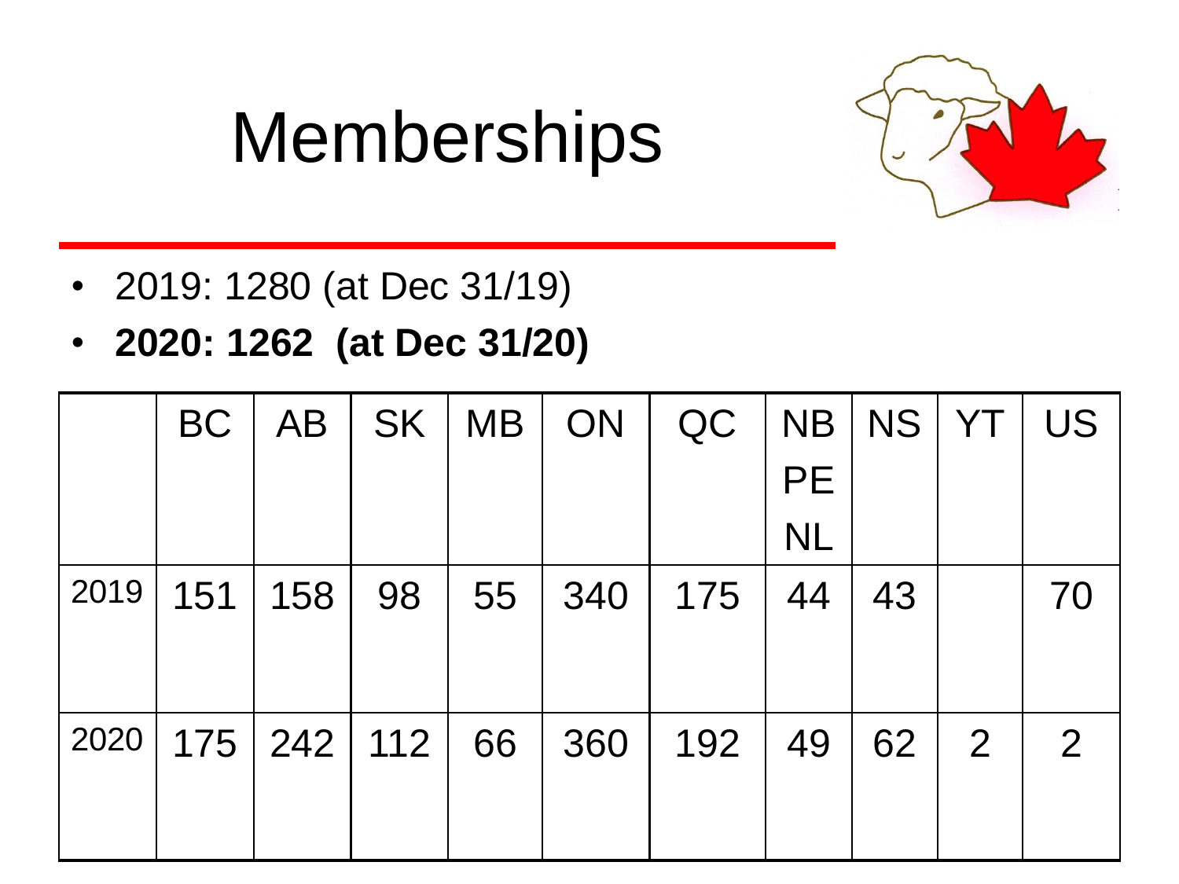# Memberships

- 2019: 1280 (at Dec 31/19)
- **2020: 1262 (at Dec 31/20)**

| | BC | AB | SK | MB | ON | QC | NB PE NL | NS | YT | US |
|---|---|---|---|---|---|---|---|---|---|---|
| 2019 | 151 | 158 | 98 | 55 | 340 | 175 | 44 | 43 | | 70 |
| 2020 | 175 | 242 | 112 | 66 | 360 | 192 | 49 | 62 | 2 | 2 |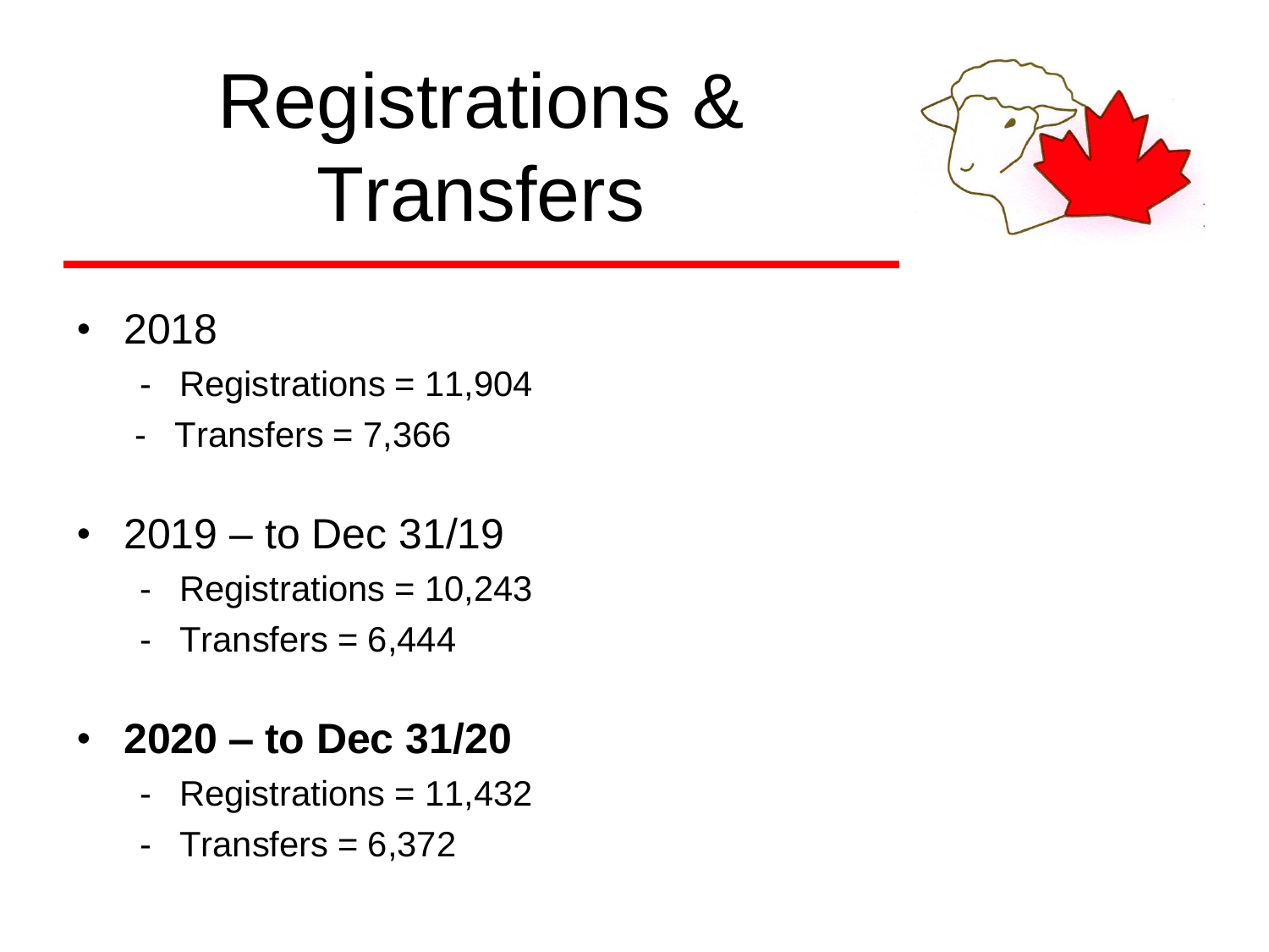# Registrations & Transfers

- 2018
  - Registrations = 11,904
  - Transfers = 7,366
- 2019 – to Dec 31/19
  - Registrations = 10,243
  - Transfers = 6,444
- **2020 – to Dec 31/20**
  - Registrations = 11,432
  - Transfers = 6,372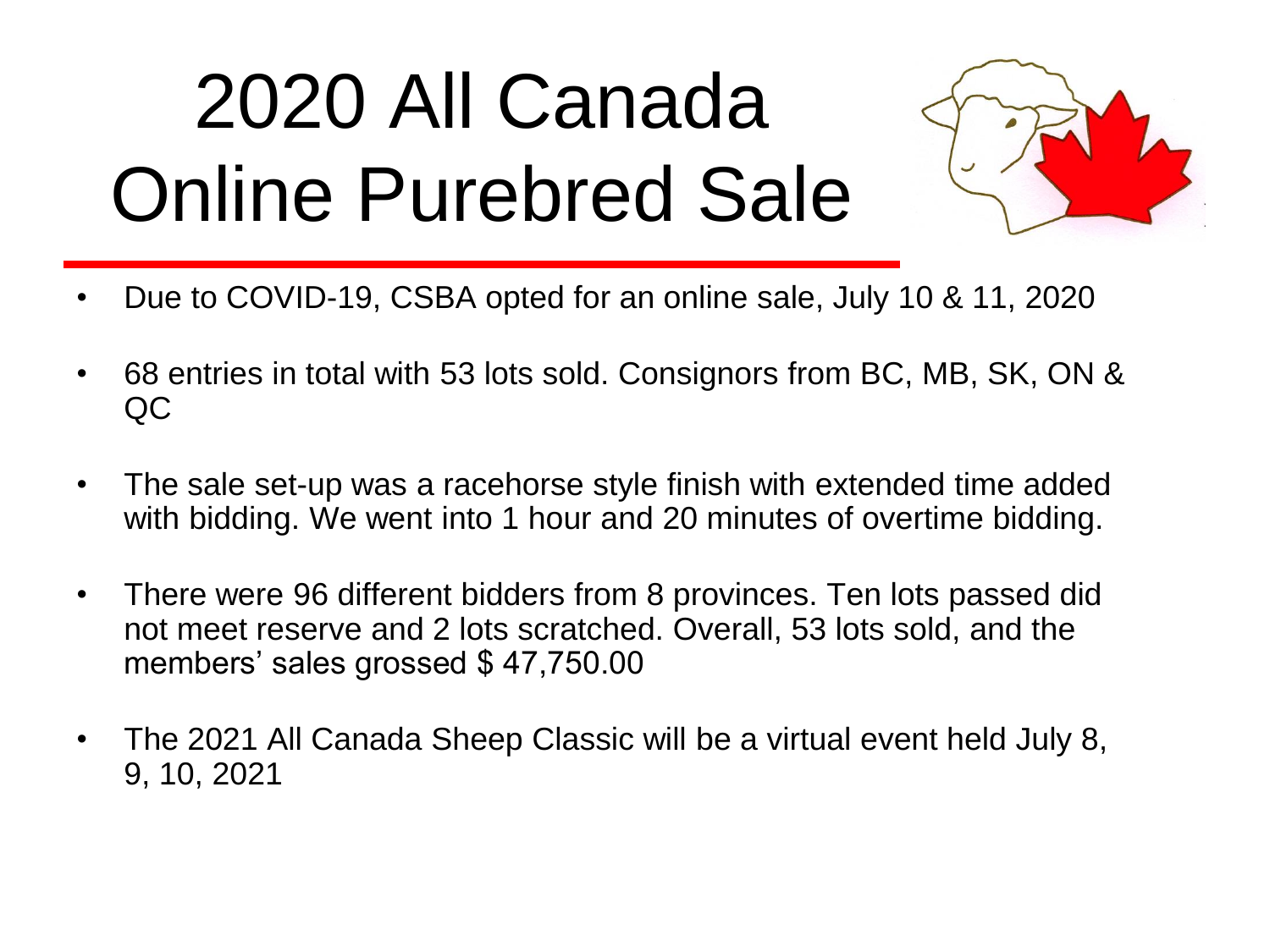# 2020 All Canada Online Purebred Sale

- Due to COVID-19, CSBA opted for an online sale, July 10 & 11, 2020
- 68 entries in total with 53 lots sold. Consignors from BC, MB, SK, ON & QC
- The sale set-up was a racehorse style finish with extended time added with bidding. We went into 1 hour and 20 minutes of overtime bidding.
- There were 96 different bidders from 8 provinces. Ten lots passed did not meet reserve and 2 lots scratched. Overall, 53 lots sold, and the members' sales grossed $ 47,750.00
- The 2021 All Canada Sheep Classic will be a virtual event held July 8, 9, 10, 2021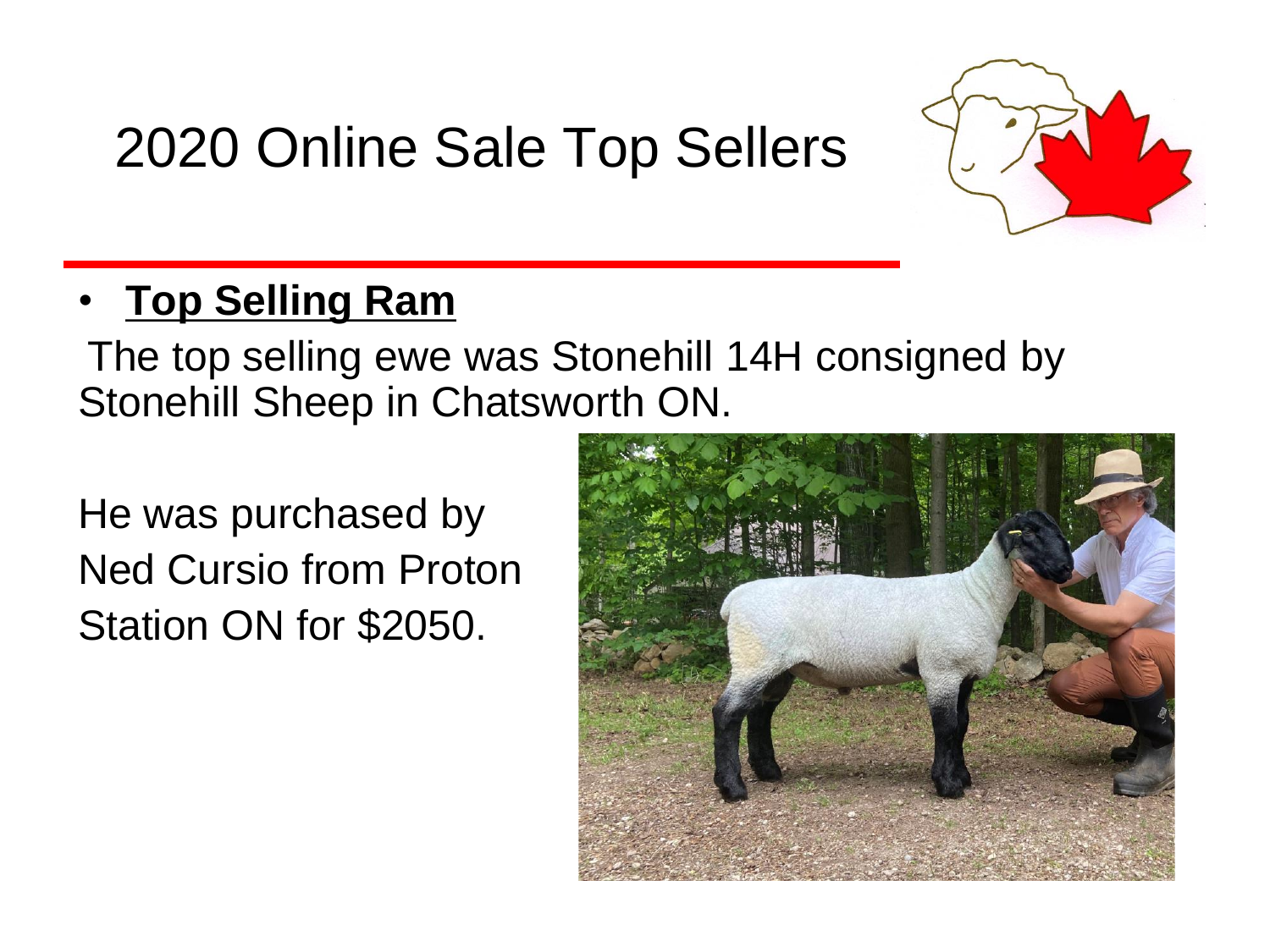# 2020 Online Sale Top Sellers

- **Top Selling Ram**

The top selling ewe was Stonehill 14H consigned by Stonehill Sheep in Chatsworth ON.

He was purchased by Ned Cursio from Proton Station ON for $2050.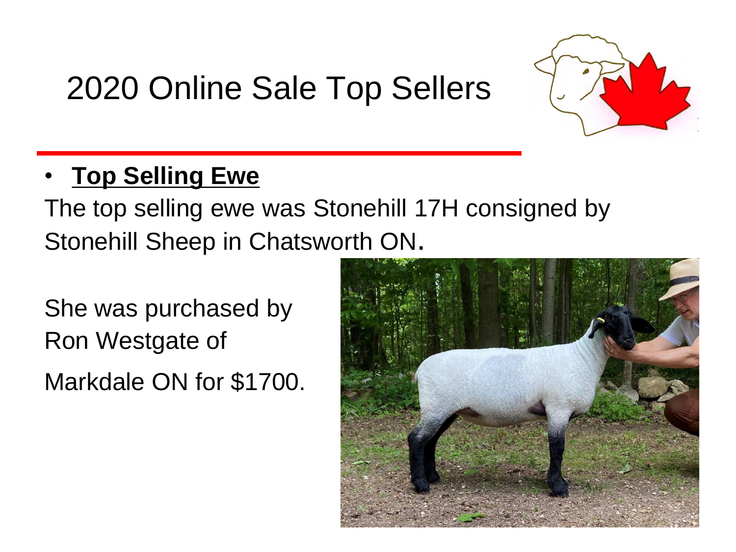# 2020 Online Sale Top Sellers

- **Top Selling Ewe**

The top selling ewe was Stonehill 17H consigned by Stonehill Sheep in Chatsworth ON.

She was purchased by Ron Westgate of Markdale ON for $1700.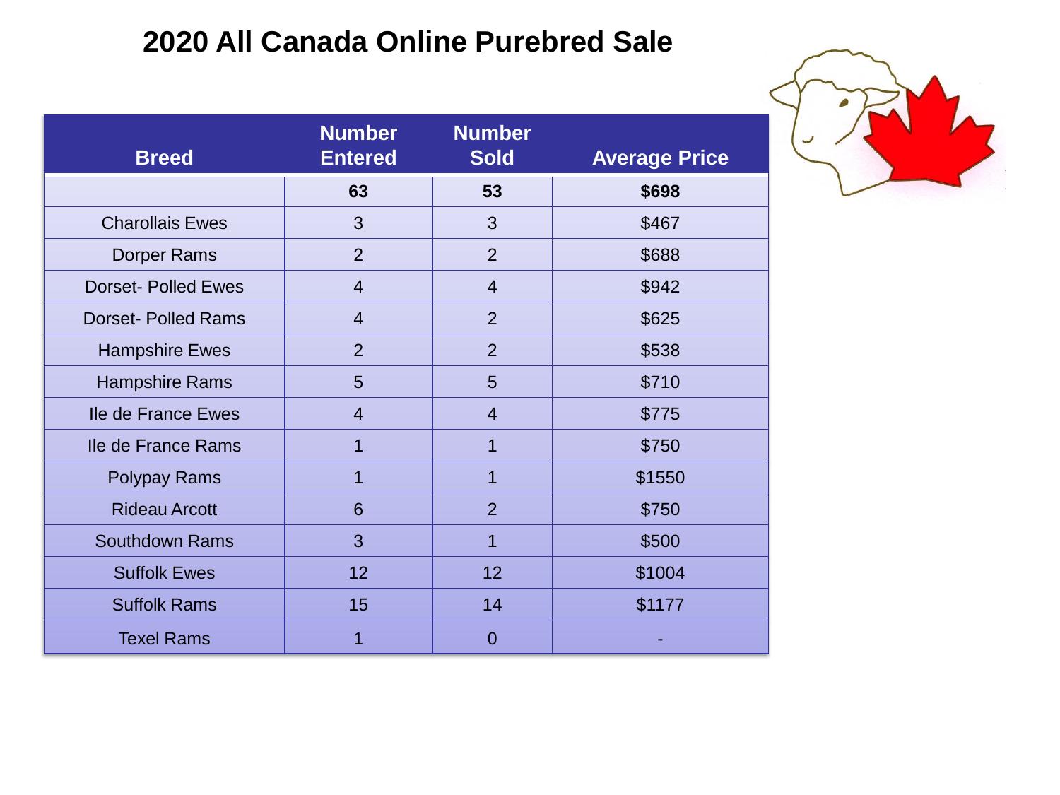# 2020 All Canada Online Purebred Sale

| Breed | Number Entered | Number Sold | Average Price |
|---|---|---|---|
| | **63** | **53** | **$698** |
| Charollais Ewes | 3 | 3 | $467 |
| Dorper Rams | 2 | 2 | $688 |
| Dorset- Polled Ewes | 4 | 4 | $942 |
| Dorset- Polled Rams | 4 | 2 | $625 |
| Hampshire Ewes | 2 | 2 | $538 |
| Hampshire Rams | 5 | 5 | $710 |
| Ile de France Ewes | 4 | 4 | $775 |
| Ile de France Rams | 1 | 1 | $750 |
| Polypay Rams | 1 | 1 | $1550 |
| Rideau Arcott | 6 | 2 | $750 |
| Southdown Rams | 3 | 1 | $500 |
| Suffolk Ewes | 12 | 12 | $1004 |
| Suffolk Rams | 15 | 14 | $1177 |
| Texel Rams | 1 | 0 | - |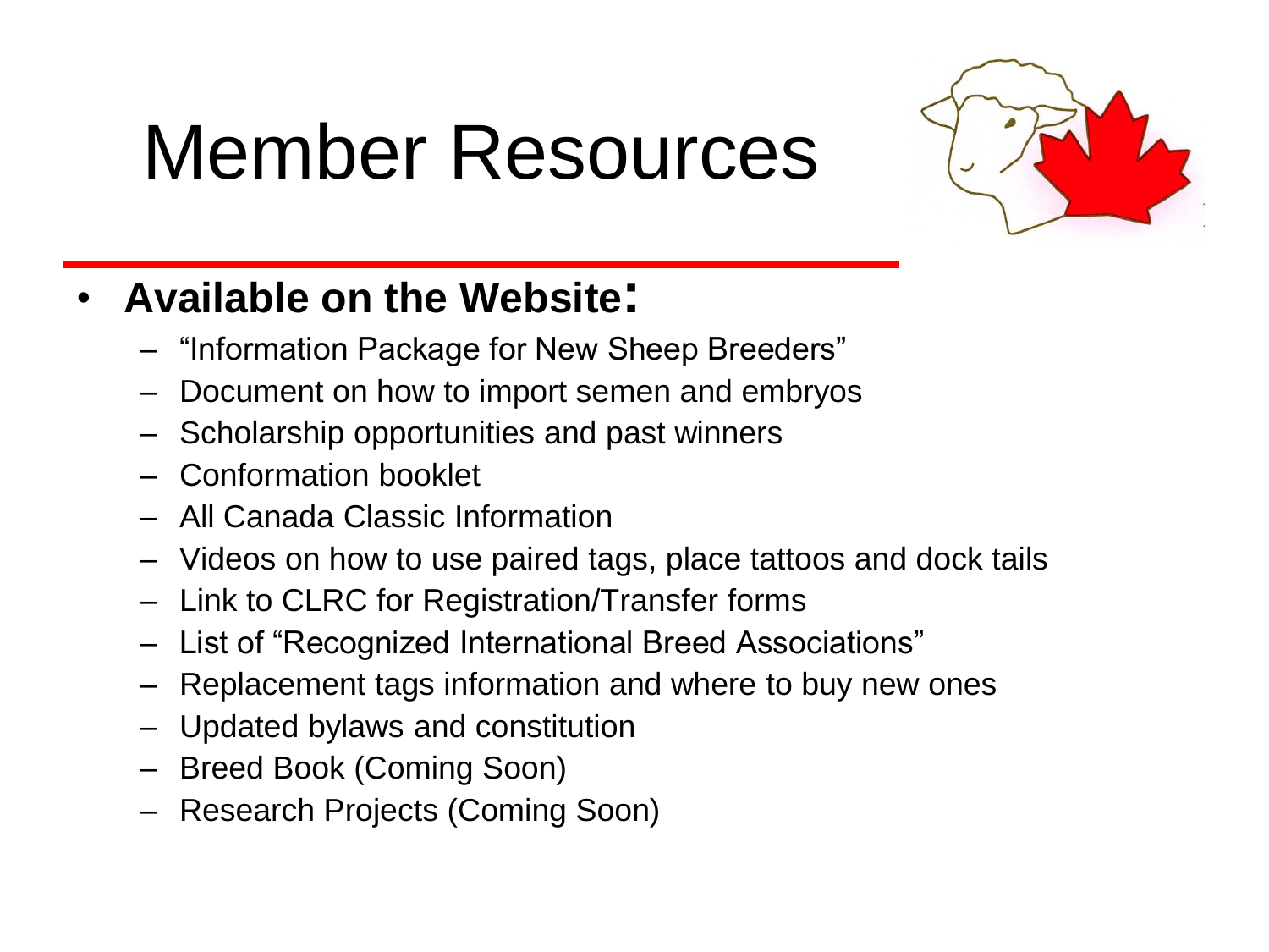# Member Resources

- **Available on the Website:**
  - "Information Package for New Sheep Breeders"
  - Document on how to import semen and embryos
  - Scholarship opportunities and past winners
  - Conformation booklet
  - All Canada Classic Information
  - Videos on how to use paired tags, place tattoos and dock tails
  - Link to CLRC for Registration/Transfer forms
  - List of "Recognized International Breed Associations"
  - Replacement tags information and where to buy new ones
  - Updated bylaws and constitution
  - Breed Book (Coming Soon)
  - Research Projects (Coming Soon)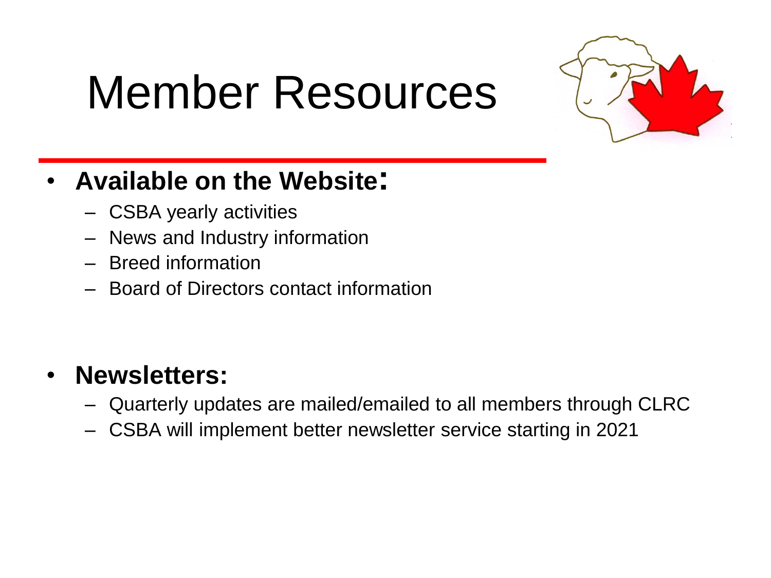# Member Resources

- **Available on the Website:**
  - CSBA yearly activities
  - News and Industry information
  - Breed information
  - Board of Directors contact information

- **Newsletters:**
  - Quarterly updates are mailed/emailed to all members through CLRC
  - CSBA will implement better newsletter service starting in 2021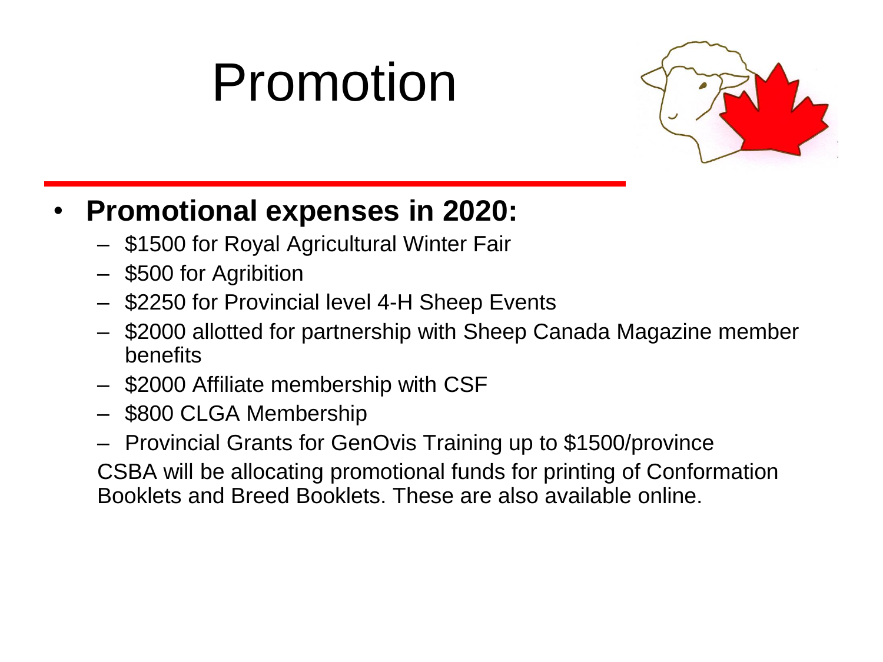# Promotion

- **Promotional expenses in 2020:**
  - $1500 for Royal Agricultural Winter Fair
  - $500 for Agribition
  - $2250 for Provincial level 4-H Sheep Events
  - $2000 allotted for partnership with Sheep Canada Magazine member benefits
  - $2000 Affiliate membership with CSF
  - $800 CLGA Membership
  - Provincial Grants for GenOvis Training up to $1500/province

  CSBA will be allocating promotional funds for printing of Conformation Booklets and Breed Booklets. These are also available online.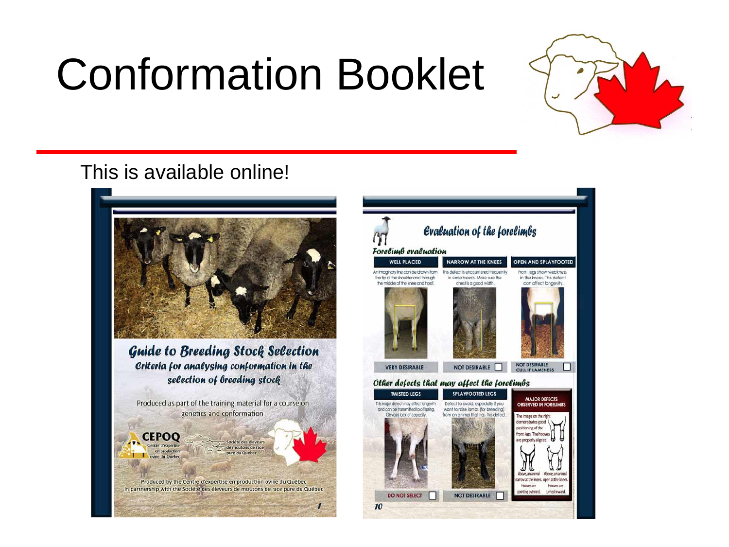# Conformation Booklet

This is available online!

## Guide to Breeding Stock Selection

*Criteria for analysing conformation in the selection of breeding stock*

Produced as part of the training material for a course on genetics and conformation

CEPOQ Centre d'expertise en production ovine du Québec

Société des éleveurs de moutons de race pure du Québec

Produced by the Centre d'expertise en production ovine du Québec in partnership with the Société des éleveurs de moutons de race pure du Québec

## Evaluation of the forelimbs

### Forelimb evaluation

| WELL PLACED | NARROW AT THE KNEES | OPEN AND SPLAYFOOTED |
|---|---|---|
| An imaginary line can be drawn from the tip of the shoulder and through the middle of the knee and hoof. | This defect is encountered frequently in some breeds. Make sure the chest is a good width. | Front legs show weakness in the knees. This defect can affect longevity. |
| VERY DESIRABLE | NOT DESIRABLE | NOT DESIRABLE CULL IF LAMENESS |

### Other defects that may affect the forelimbs

| TWISTED LEGS | SPLAYFOOTED LEGS |
|---|---|
| This major defect may affect longevity and can be transmitted to offspring. Obvious lack of capacity. | Defect to avoid, especially if you want to raise lambs (for breeding) from an animal that has this defect. |
| DO NOT SELECT | NOT DESIRABLE |

**MAJOR DEFECTS OBSERVED IN FORELIMBS**

The image on the right demonstrates good positioning of the front legs. The hooves are properly aligned.

Above, an animal narrow at the knees. Hooves are pointing outward.

Above, an animal open at the knees. Hooves are turned inward.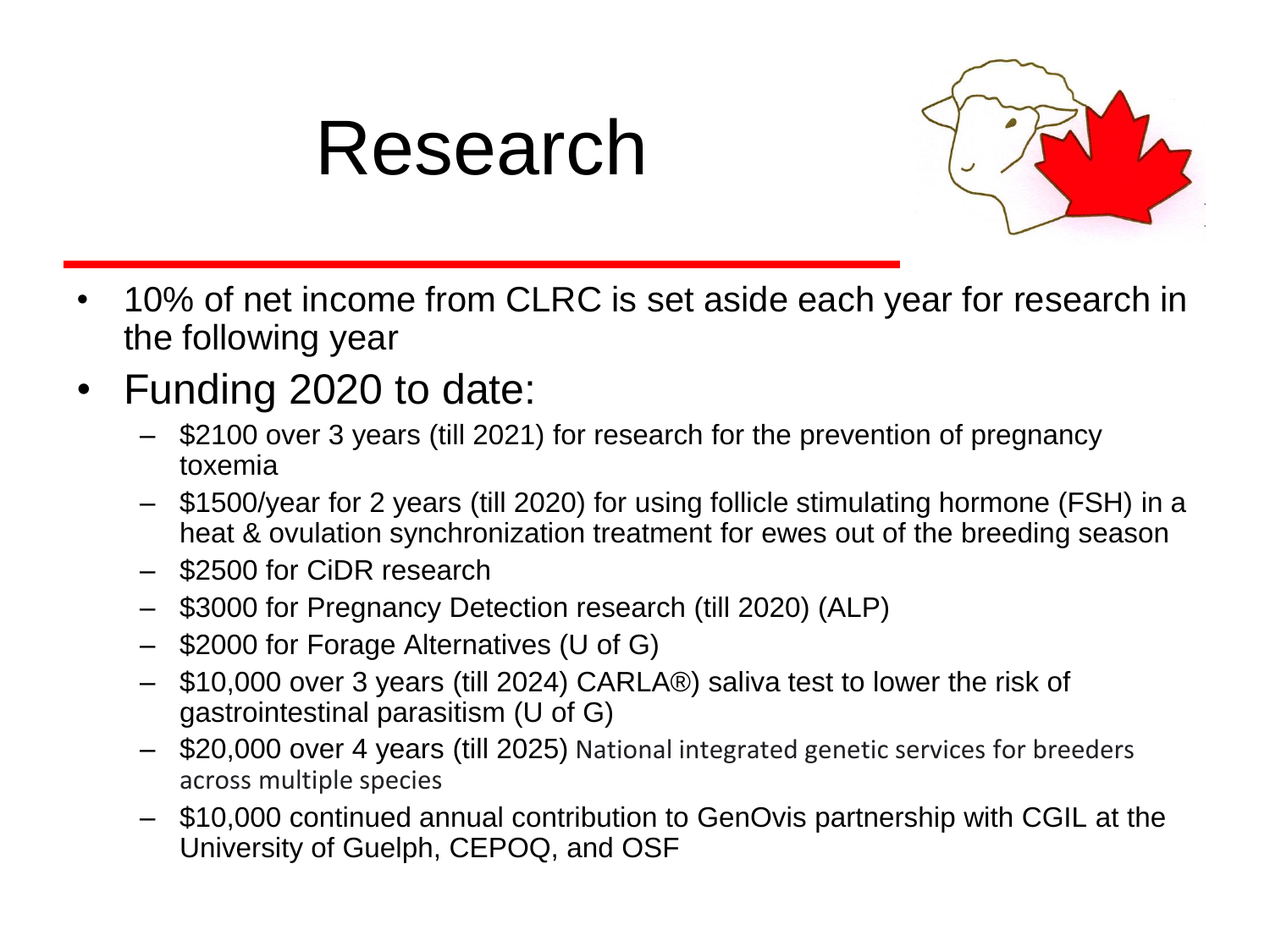# Research

- 10% of net income from CLRC is set aside each year for research in the following year
- Funding 2020 to date:
  - $2100 over 3 years (till 2021) for research for the prevention of pregnancy toxemia
  - $1500/year for 2 years (till 2020) for using follicle stimulating hormone (FSH) in a heat & ovulation synchronization treatment for ewes out of the breeding season
  - $2500 for CiDR research
  - $3000 for Pregnancy Detection research (till 2020) (ALP)
  - $2000 for Forage Alternatives (U of G)
  - $10,000 over 3 years (till 2024) CARLA®) saliva test to lower the risk of gastrointestinal parasitism (U of G)
  - $20,000 over 4 years (till 2025) National integrated genetic services for breeders across multiple species
  - $10,000 continued annual contribution to GenOvis partnership with CGIL at the University of Guelph, CEPOQ, and OSF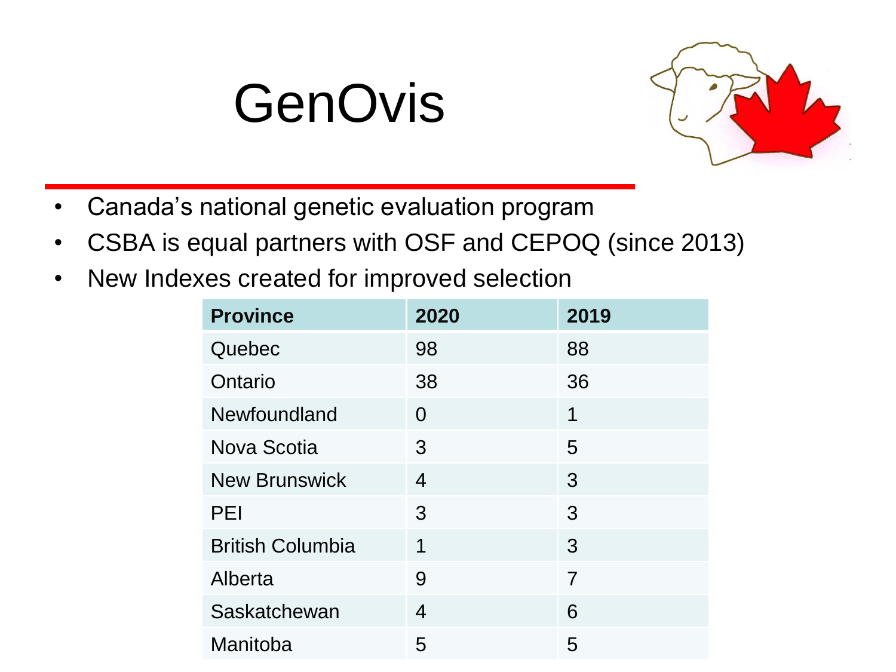# GenOvis

- Canada's national genetic evaluation program
- CSBA is equal partners with OSF and CEPOQ (since 2013)
- New Indexes created for improved selection

| Province | 2020 | 2019 |
|---|---|---|
| Quebec | 98 | 88 |
| Ontario | 38 | 36 |
| Newfoundland | 0 | 1 |
| Nova Scotia | 3 | 5 |
| New Brunswick | 4 | 3 |
| PEI | 3 | 3 |
| British Columbia | 1 | 3 |
| Alberta | 9 | 7 |
| Saskatchewan | 4 | 6 |
| Manitoba | 5 | 5 |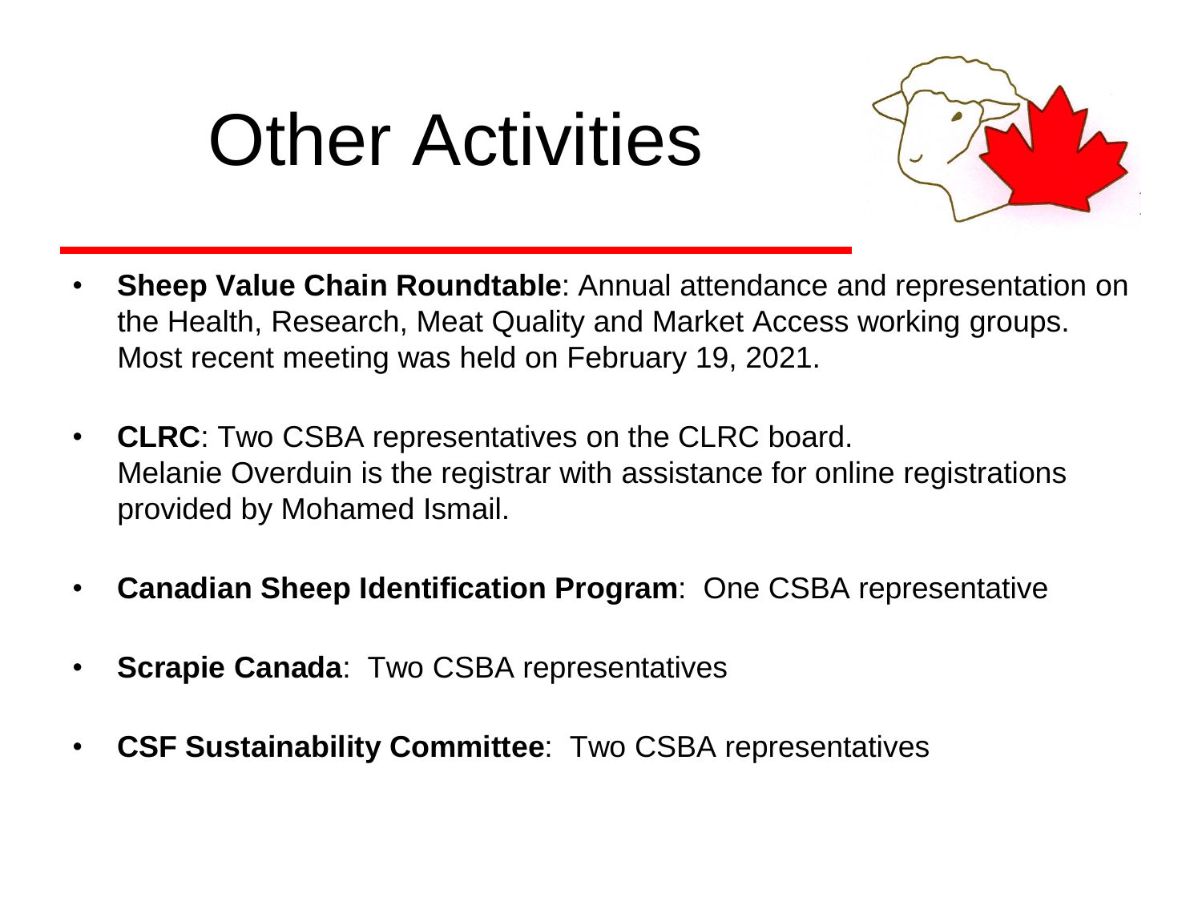# Other Activities

- **Sheep Value Chain Roundtable**: Annual attendance and representation on the Health, Research, Meat Quality and Market Access working groups. Most recent meeting was held on February 19, 2021.
- **CLRC**: Two CSBA representatives on the CLRC board. Melanie Overduin is the registrar with assistance for online registrations provided by Mohamed Ismail.
- **Canadian Sheep Identification Program**: One CSBA representative
- **Scrapie Canada**: Two CSBA representatives
- **CSF Sustainability Committee**: Two CSBA representatives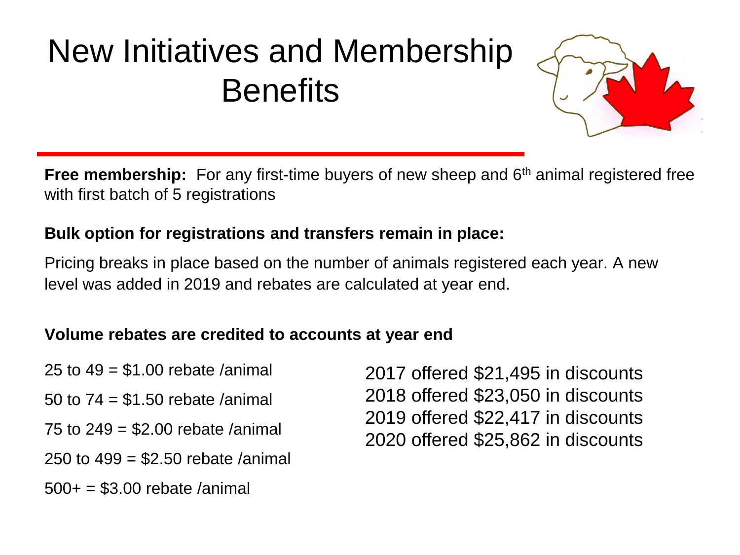# New Initiatives and Membership Benefits

**Free membership:** For any first-time buyers of new sheep and 6th animal registered free with first batch of 5 registrations

**Bulk option for registrations and transfers remain in place:**

Pricing breaks in place based on the number of animals registered each year. A new level was added in 2019 and rebates are calculated at year end.

**Volume rebates are credited to accounts at year end**

25 to 49 = $1.00 rebate /animal

50 to 74 = $1.50 rebate /animal

75 to 249 = $2.00 rebate /animal

250 to 499 = $2.50 rebate /animal

500+ = $3.00 rebate /animal

2017 offered $21,495 in discounts
2018 offered $23,050 in discounts
2019 offered $22,417 in discounts
2020 offered $25,862 in discounts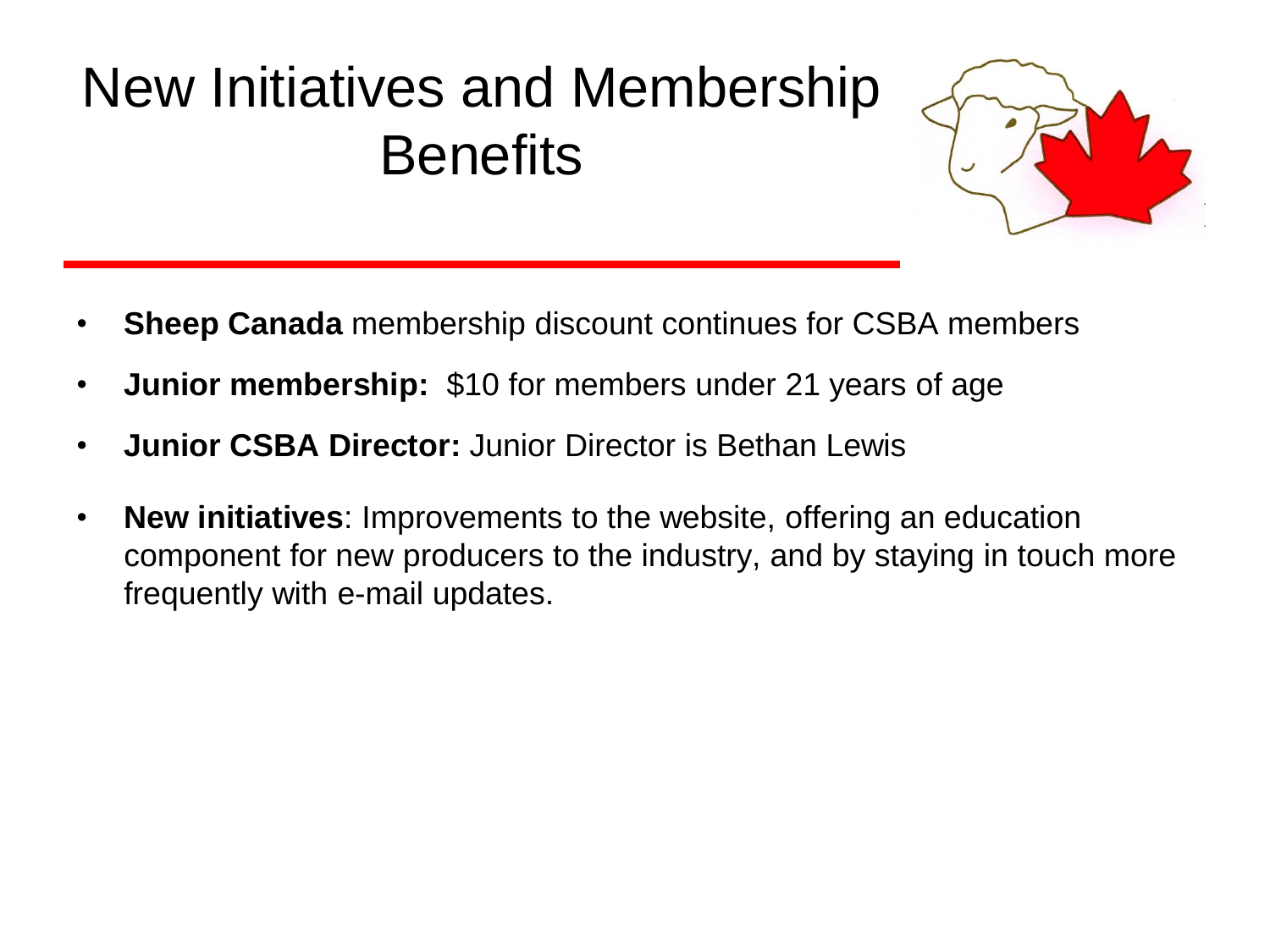# New Initiatives and Membership Benefits

- **Sheep Canada** membership discount continues for CSBA members
- **Junior membership:** $10 for members under 21 years of age
- **Junior CSBA Director:** Junior Director is Bethan Lewis
- **New initiatives**: Improvements to the website, offering an education component for new producers to the industry, and by staying in touch more frequently with e-mail updates.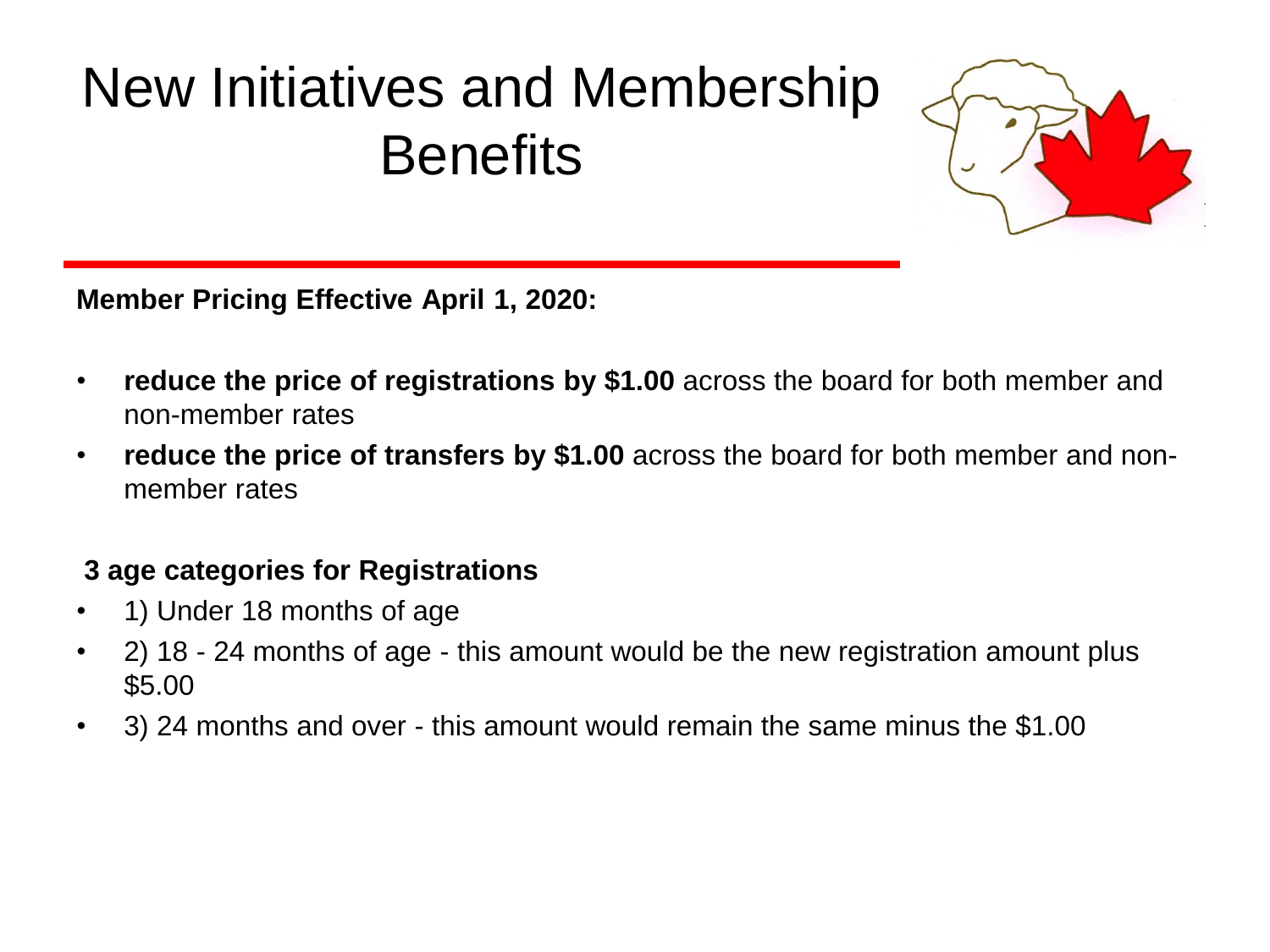# New Initiatives and Membership Benefits

**Member Pricing Effective April 1, 2020:**

- **reduce the price of registrations by $1.00** across the board for both member and non-member rates
- **reduce the price of transfers by $1.00** across the board for both member and non-member rates

**3 age categories for Registrations**

- 1) Under 18 months of age
- 2) 18 - 24 months of age - this amount would be the new registration amount plus $5.00
- 3) 24 months and over - this amount would remain the same minus the $1.00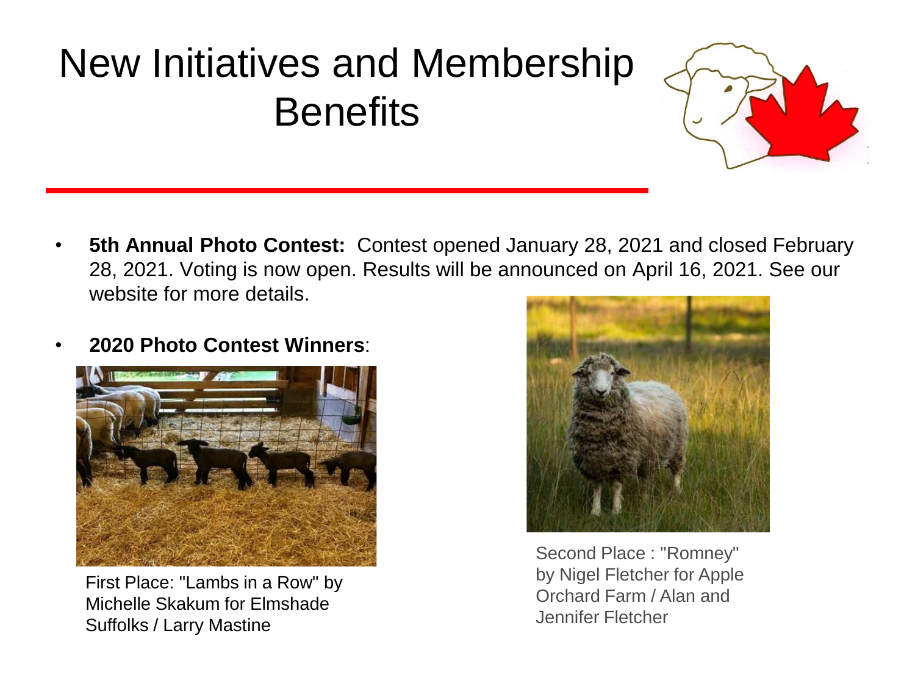# New Initiatives and Membership Benefits

- **5th Annual Photo Contest:** Contest opened January 28, 2021 and closed February 28, 2021. Voting is now open. Results will be announced on April 16, 2021. See our website for more details.
- **2020 Photo Contest Winners**:

First Place: "Lambs in a Row" by Michelle Skakum for Elmshade Suffolks / Larry Mastine

Second Place : "Romney" by Nigel Fletcher for Apple Orchard Farm / Alan and Jennifer Fletcher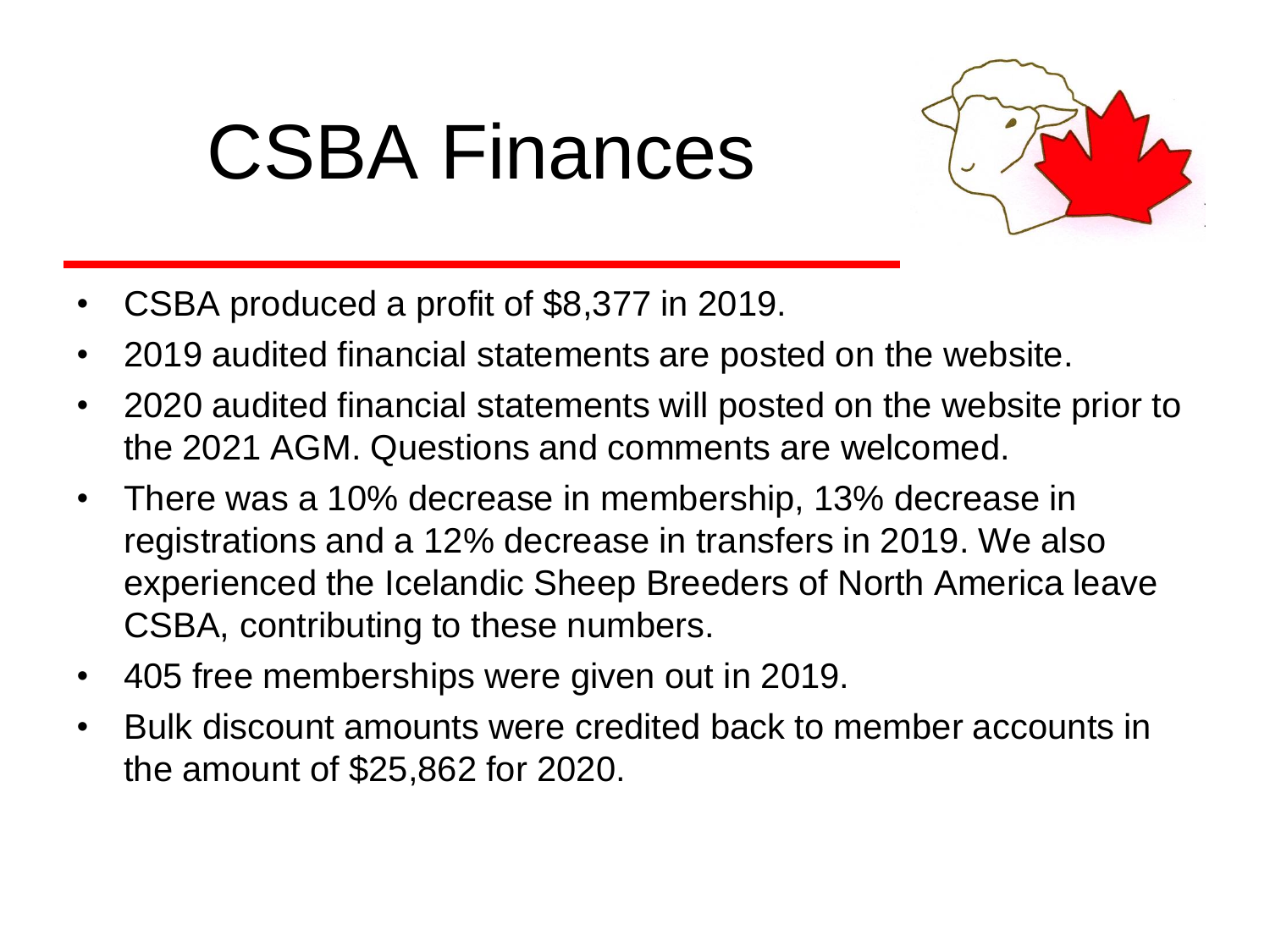# CSBA Finances

- CSBA produced a profit of $8,377 in 2019.
- 2019 audited financial statements are posted on the website.
- 2020 audited financial statements will posted on the website prior to the 2021 AGM. Questions and comments are welcomed.
- There was a 10% decrease in membership, 13% decrease in registrations and a 12% decrease in transfers in 2019. We also experienced the Icelandic Sheep Breeders of North America leave CSBA, contributing to these numbers.
- 405 free memberships were given out in 2019.
- Bulk discount amounts were credited back to member accounts in the amount of $25,862 for 2020.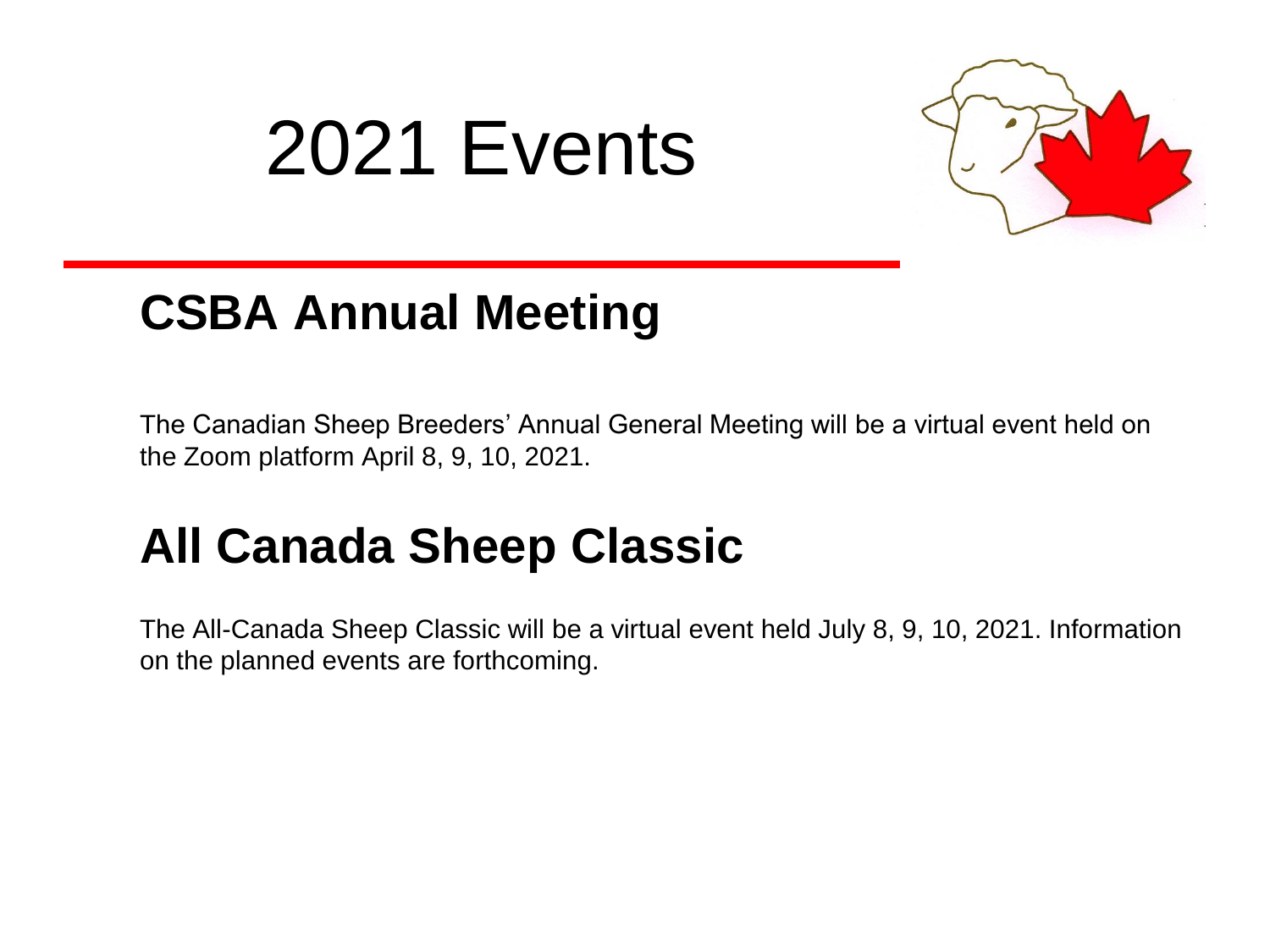# 2021 Events

## CSBA Annual Meeting

The Canadian Sheep Breeders' Annual General Meeting will be a virtual event held on the Zoom platform April 8, 9, 10, 2021.

## All Canada Sheep Classic

The All-Canada Sheep Classic will be a virtual event held July 8, 9, 10, 2021. Information on the planned events are forthcoming.